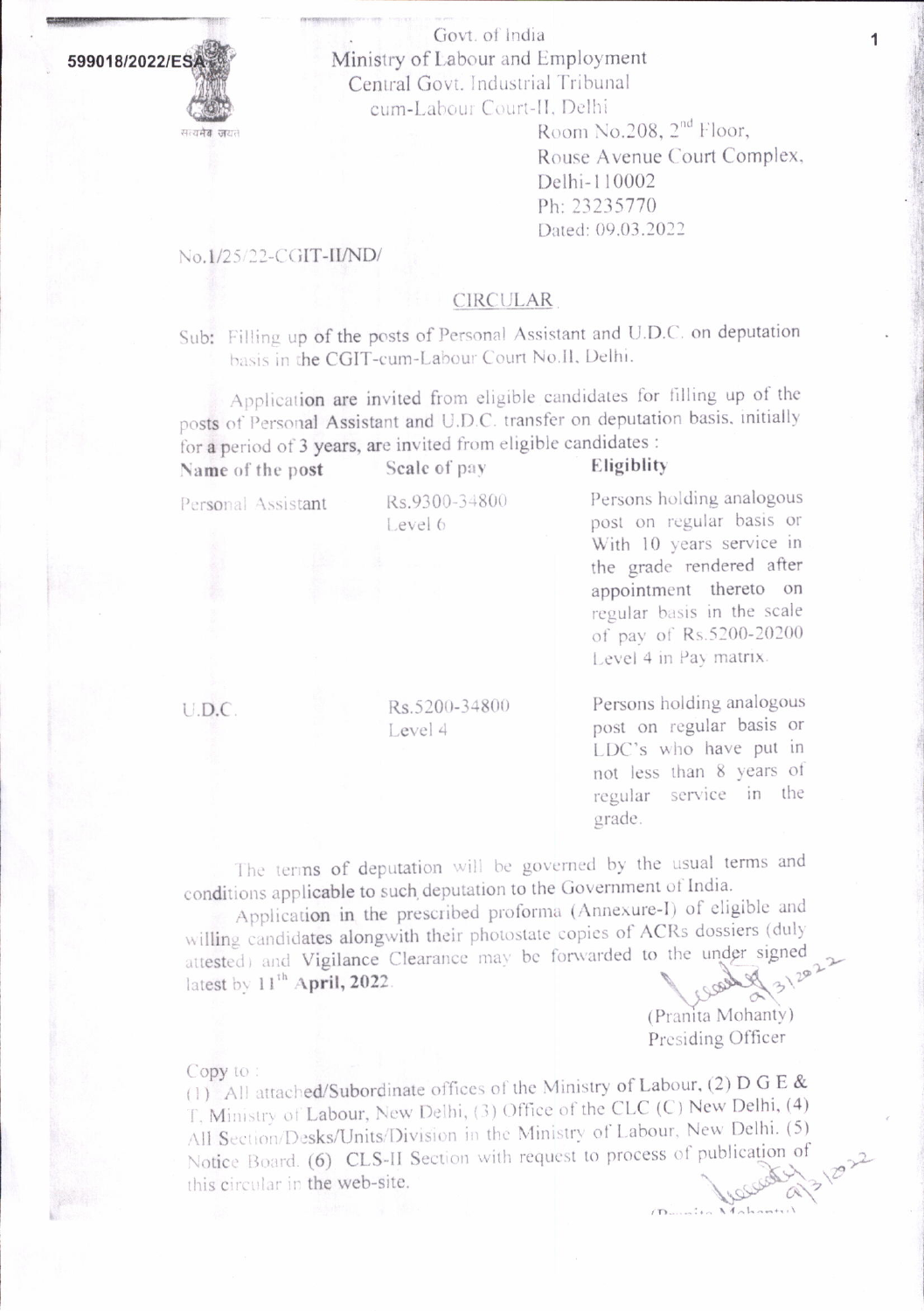599018/2022/ESA

Govt. of India
Ministry of Labour and Employment
Central Govt. Industrial Tribunal
cum-Labour Court-II, Delhi

Room No.208, 2nd Floor,
Rouse Avenue Court Complex,
Delhi-110002
Ph: 23235770
Dated: 09.03.2022

No.1/25/22-CGIT-II/ND/

## CIRCULAR

Sub: Filling up of the posts of Personal Assistant and U.D.C. on deputation basis in the CGIT-cum-Labour Court No.II, Delhi.

Application are invited from eligible candidates for filling up of the posts of Personal Assistant and U.D.C. transfer on deputation basis, initially for a period of 3 years, are invited from eligible candidates :

| Name of the post | Scale of pay | Eligiblity |
|---|---|---|
| Personal Assistant | Rs.9300-34800 Level 6 | Persons holding analogous post on regular basis or With 10 years service in the grade rendered after appointment thereto on regular basis in the scale of pay of Rs.5200-20200 Level 4 in Pay matrix. |
| U.D.C. | Rs.5200-34800 Level 4 | Persons holding analogous post on regular basis or LDC's who have put in not less than 8 years of regular service in the grade. |

The terms of deputation will be governed by the usual terms and conditions applicable to such deputation to the Government of India.

Application in the prescribed proforma (Annexure-I) of eligible and willing candidates alongwith their photostate copies of ACRs dossiers (duly attested) and Vigilance Clearance may be forwarded to the under signed latest by 11th **April, 2022**.

(Pranita Mohanty)
Presiding Officer

Copy to :
(1) All attached/Subordinate offices of the Ministry of Labour, (2) D G E & T, Ministry of Labour, New Delhi, (3) Office of the CLC (C) New Delhi, (4) All Section/Desks/Units/Division in the Ministry of Labour, New Delhi. (5) Notice Board. (6) CLS-II Section with request to process of publication of this circular in the web-site.

(Pranita Mohanty)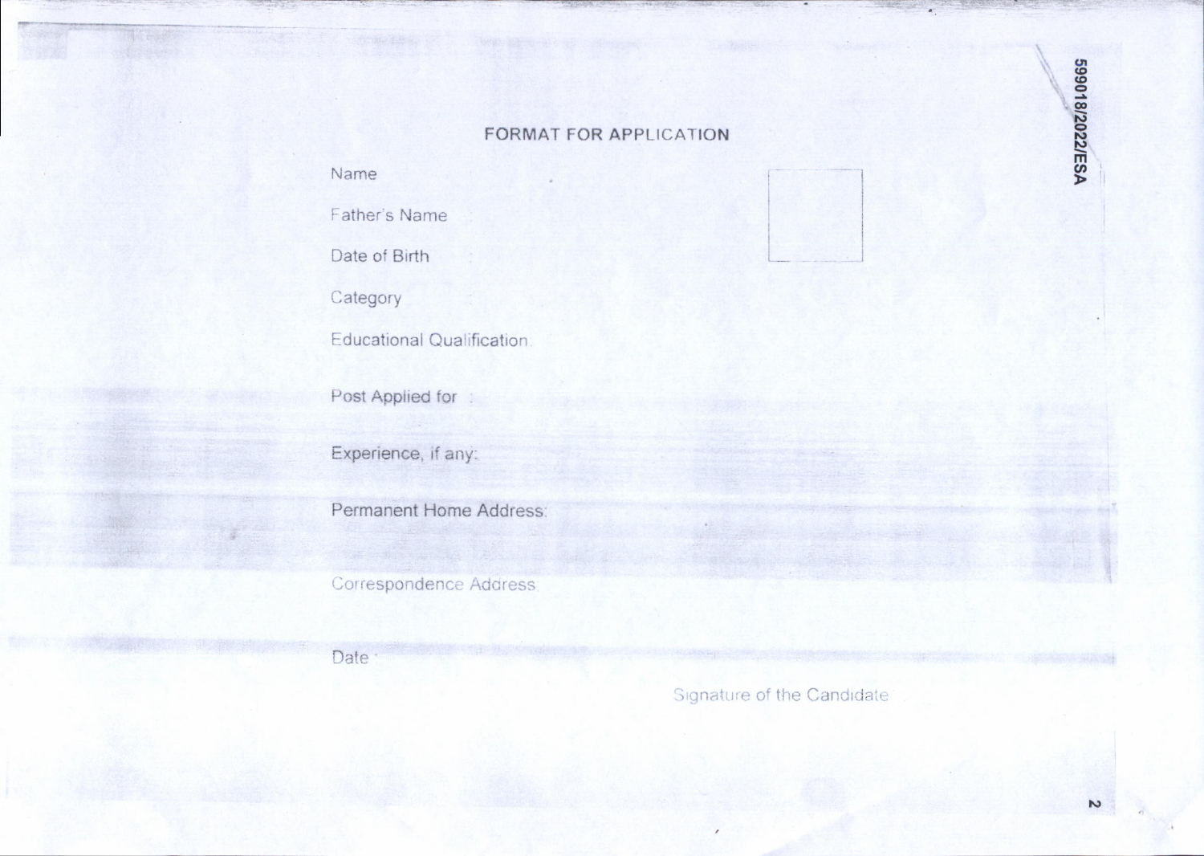## FORMAT FOR APPLICATION

Name

Father's Name

Date of Birth :

Category

Educational Qualification

Post Applied for :

Experience, if any:

Permanent Home Address:

Correspondence Address

Date

Signature of the Candidate

599018/2022/ESA